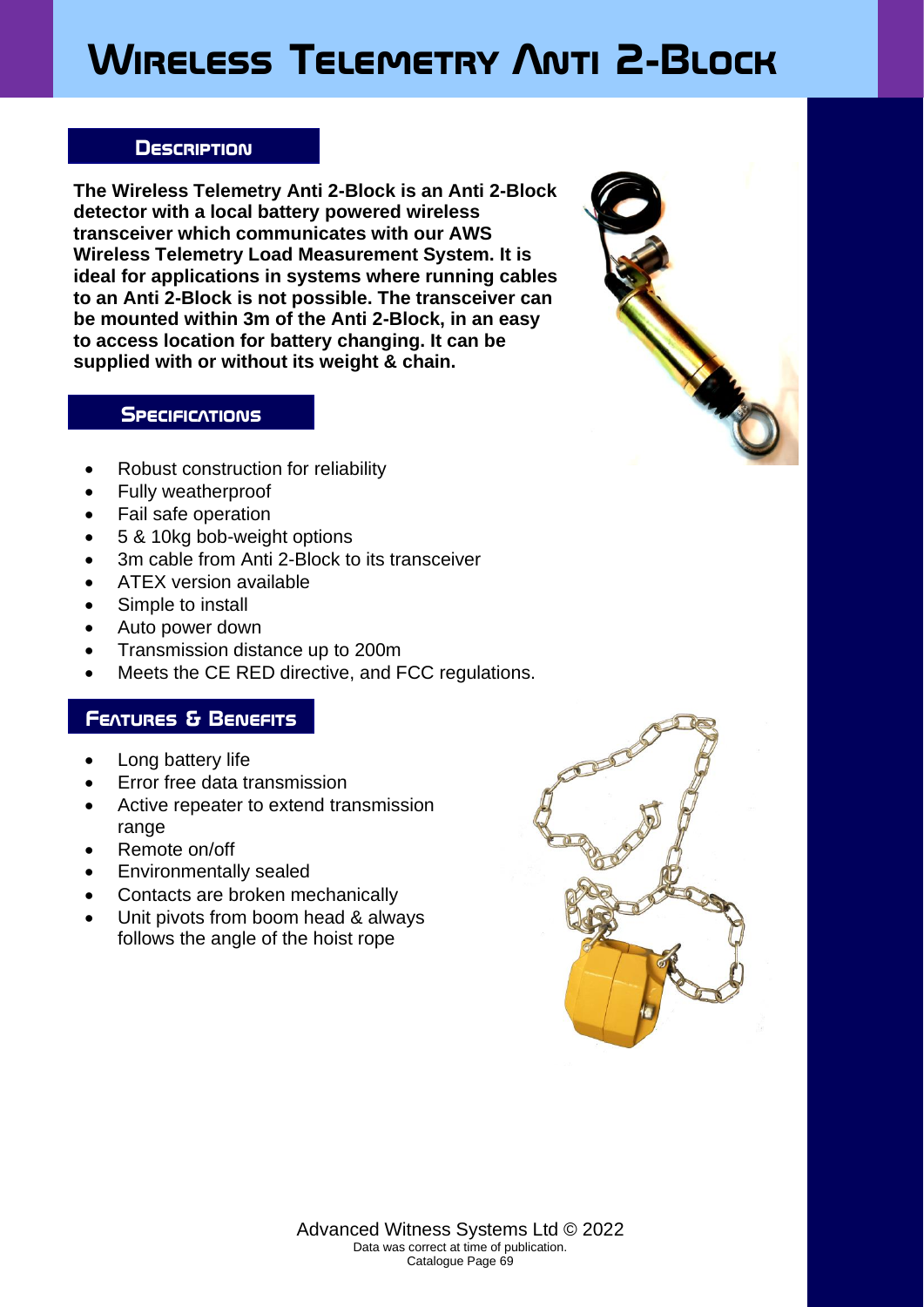# Wireless Telemetry Anti 2-Block

## Description

**The Wireless Telemetry Anti 2-Block is an Anti 2-Block detector with a local battery powered wireless transceiver which communicates with our AWS Wireless Telemetry Load Measurement System. It is ideal for applications in systems where running cables to an Anti 2-Block is not possible. The transceiver can be mounted within 3m of the Anti 2-Block, in an easy to access location for battery changing. It can be supplied with or without its weight & chain.**

## Specifications

- Robust construction for reliability
- Fully weatherproof
- Fail safe operation
- 5 & 10kg bob-weight options
- 3m cable from Anti 2-Block to its transceiver
- ATEX version available
- Simple to install
- Auto power down
- Transmission distance up to 200m
- Meets the CE RED directive, and FCC regulations.

## Features & Benefits

- Long battery life
- Error free data transmission
- Active repeater to extend transmission range
- Remote on/off
- Environmentally sealed
- Contacts are broken mechanically
- Unit pivots from boom head & always follows the angle of the hoist rope

Advanced Witness Systems Ltd © 2022
Data was correct at time of publication.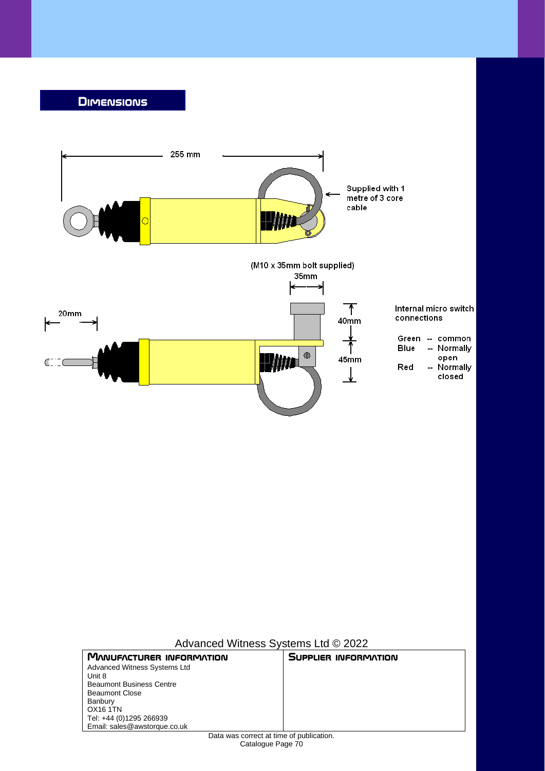## Dimensions

255 mm

Supplied with 1 metre of 3 core cable

(M10 x 35mm bolt supplied)

35mm

20mm

40mm

45mm

Internal micro switch connections

Green -- common
Blue -- Normally open
Red -- Normally closed

Advanced Witness Systems Ltd © 2022

| Manufacturer information | Supplier information |
|---|---|
| Advanced Witness Systems Ltd<br>Unit 8<br>Beaumont Business Centre<br>Beaumont Close<br>Banbury<br>OX16 1TN<br>Tel: +44 (0)1295 266939<br>Email: sales@awstorque.co.uk | |

Data was correct at time of publication.
Catalogue Page 70